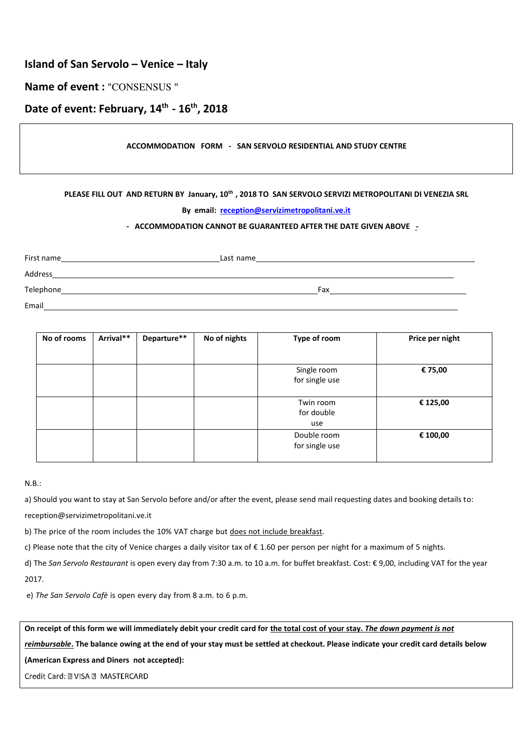## Island of San Servolo – Venice – Italy

## Name of event : "CONSENSUS "

## Date of event: February, 14th - 16th, 2018

**ACCOMMODATION FORM - SAN SERVOLO RESIDENTIAL AND STUDY CENTRE**

**PLEASE FILL OUT AND RETURN BY January, 10th , 2018 TO SAN SERVOLO SERVIZI METROPOLITANI DI VENEZIA SRL**

**By email: reception@servizimetropolitani.ve.it**

**- ACCOMMODATION CANNOT BE GUARANTEED AFTER THE DATE GIVEN ABOVE -**

First name\_\_\_\_\_\_\_\_\_\_\_\_\_\_\_\_\_\_\_\_ Last name\_\_\_\_\_\_\_\_\_\_\_\_\_\_\_\_\_\_\_\_

Address\_\_\_\_\_\_\_\_\_\_\_\_\_\_\_\_\_\_\_\_\_\_\_\_\_\_\_\_\_\_\_\_\_\_\_\_\_\_\_\_

Telephone\_\_\_\_\_\_\_\_\_\_\_\_\_\_\_\_\_\_\_\_ Fax\_\_\_\_\_\_\_\_\_\_\_\_\_\_\_\_\_\_\_\_

Email\_\_\_\_\_\_\_\_\_\_\_\_\_\_\_\_\_\_\_\_\_\_\_\_\_\_\_\_\_\_\_\_\_\_\_\_\_\_\_\_

| No of rooms | Arrival** | Departure** | No of nights | Type of room | Price per night |
|---|---|---|---|---|---|
| | | | | Single room for single use | € 75,00 |
| | | | | Twin room for double use | € 125,00 |
| | | | | Double room for single use | € 100,00 |

N.B.:

a) Should you want to stay at San Servolo before and/or after the event, please send mail requesting dates and booking details to: reception@servizimetropolitani.ve.it

b) The price of the room includes the 10% VAT charge but does not include breakfast.

c) Please note that the city of Venice charges a daily visitor tax of € 1.60 per person per night for a maximum of 5 nights.

d) The *San Servolo Restaurant* is open every day from 7:30 a.m. to 10 a.m. for buffet breakfast. Cost: € 9,00, including VAT for the year 2017.

e) *The San Servolo Cafè* is open every day from 8 a.m. to 6 p.m.

**On receipt of this form we will immediately debit your credit card for the total cost of your stay. *The down payment is not reimbursable*. The balance owing at the end of your stay must be settled at checkout. Please indicate your credit card details below (American Express and Diners not accepted):**

Credit Card: ☐ VISA ☐ MASTERCARD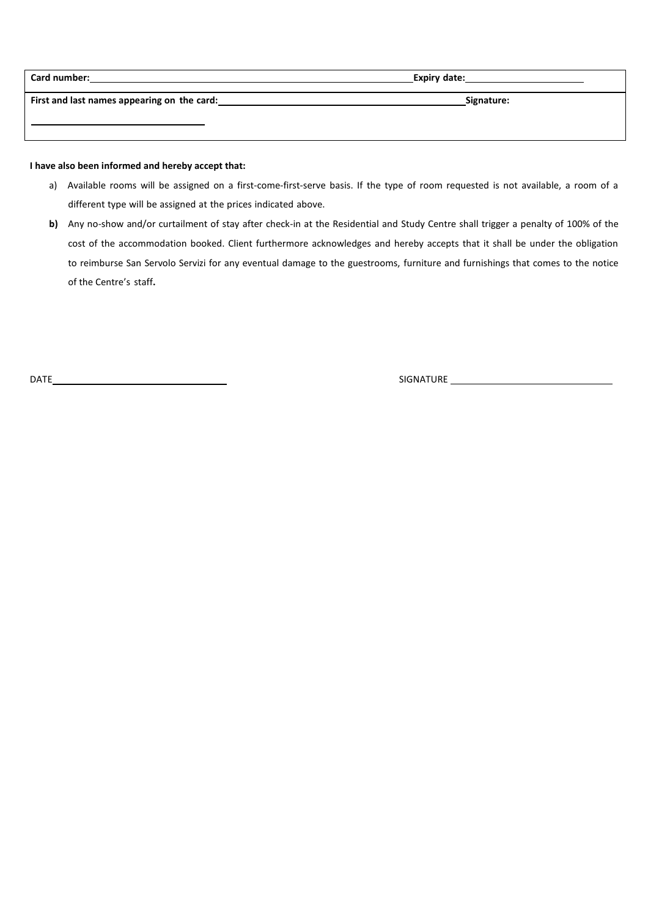**Card number:** ______________________________ **Expiry date:** ____________________

**First and last names appearing on the card:** ______________________________ **Signature:**

______________________________

**I have also been informed and hereby accept that:**

a) Available rooms will be assigned on a first-come-first-serve basis. If the type of room requested is not available, a room of a different type will be assigned at the prices indicated above.

**b)** Any no-show and/or curtailment of stay after check-in at the Residential and Study Centre shall trigger a penalty of 100% of the cost of the accommodation booked. Client furthermore acknowledges and hereby accepts that it shall be under the obligation to reimburse San Servolo Servizi for any eventual damage to the guestrooms, furniture and furnishings that comes to the notice of the Centre's staff**.**

DATE ______________________________ SIGNATURE ______________________________